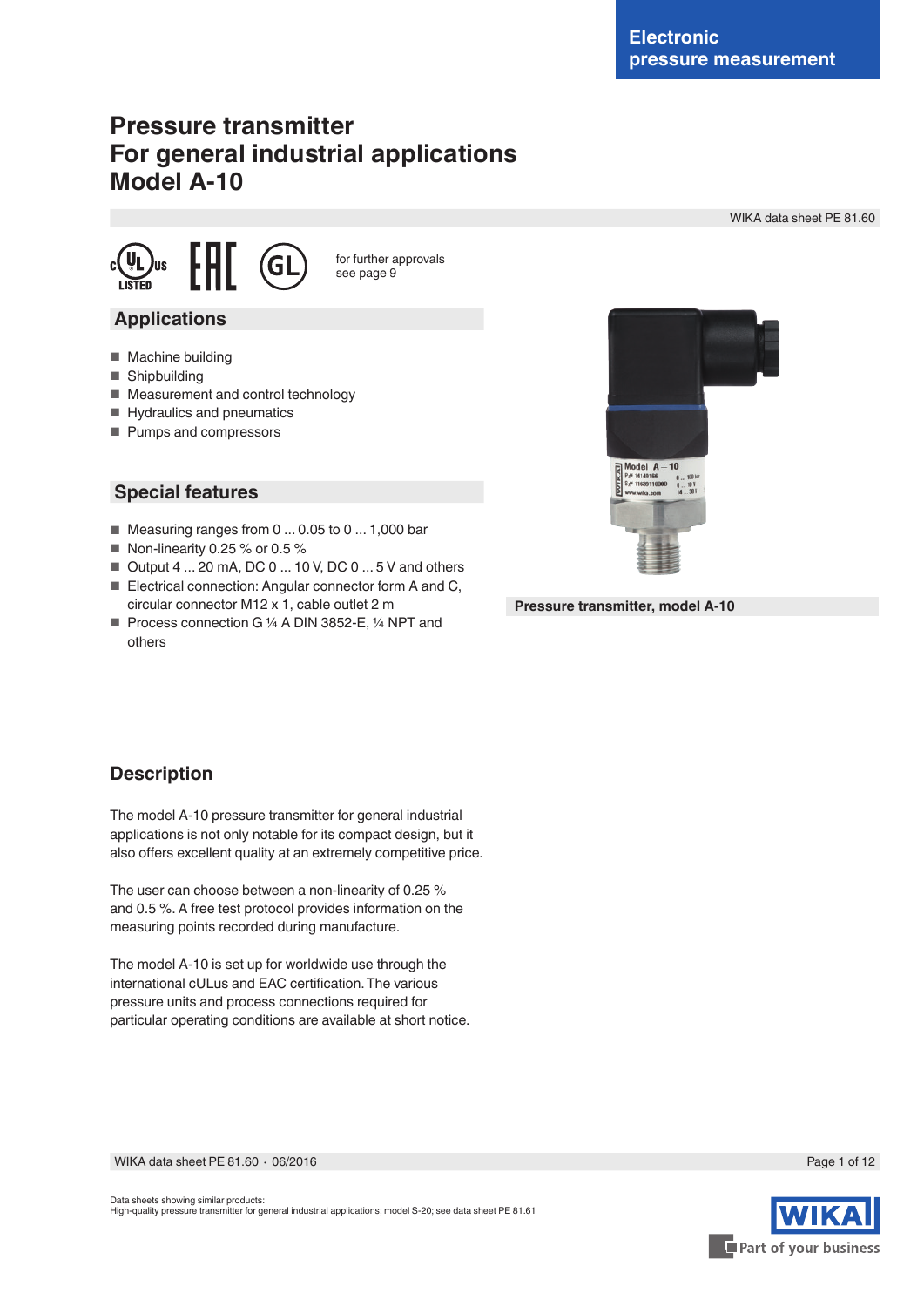Electronic pressure measurement

# Pressure transmitter
# For general industrial applications
# Model A-10

WIKA data sheet PE 81.60

for further approvals see page 9

## Applications

- Machine building
- Shipbuilding
- Measurement and control technology
- Hydraulics and pneumatics
- Pumps and compressors

## Special features

- Measuring ranges from 0 ... 0.05 to 0 ... 1,000 bar
- Non-linearity 0.25 % or 0.5 %
- Output 4 ... 20 mA, DC 0 ... 10 V, DC 0 ... 5 V and others
- Electrical connection: Angular connector form A and C, circular connector M12 x 1, cable outlet 2 m
- Process connection G ¼ A DIN 3852-E, ¼ NPT and others

Pressure transmitter, model A-10

## Description

The model A-10 pressure transmitter for general industrial applications is not only notable for its compact design, but it also offers excellent quality at an extremely competitive price.

The user can choose between a non-linearity of 0.25 % and 0.5 %. A free test protocol provides information on the measuring points recorded during manufacture.

The model A-10 is set up for worldwide use through the international cULus and EAC certification. The various pressure units and process connections required for particular operating conditions are available at short notice.

Data sheets showing similar products:
High-quality pressure transmitter for general industrial applications; model S-20; see data sheet PE 81.61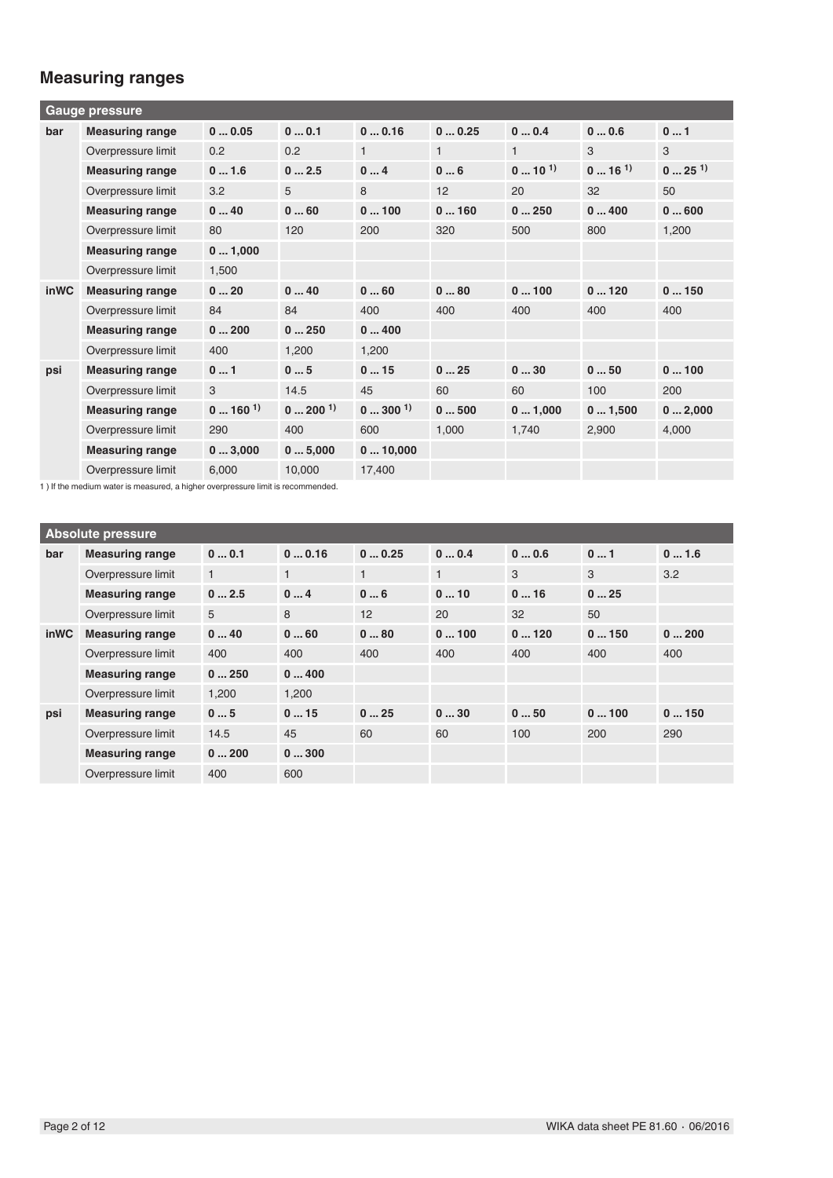## Measuring ranges

| Gauge pressure | | | | | | | | |
|---|---|---|---|---|---|---|---|---|
| bar | **Measuring range** | **0 ... 0.05** | **0 ... 0.1** | **0 ... 0.16** | **0 ... 0.25** | **0 ... 0.4** | **0 ... 0.6** | **0 ... 1** |
| | Overpressure limit | 0.2 | 0.2 | 1 | 1 | 1 | 3 | 3 |
| | **Measuring range** | **0 ... 1.6** | **0 ... 2.5** | **0 ... 4** | **0 ... 6** | **0 ... 10** [1] | **0 ... 16** [1] | **0 ... 25** [1] |
| | Overpressure limit | 3.2 | 5 | 8 | 12 | 20 | 32 | 50 |
| | **Measuring range** | **0 ... 40** | **0 ... 60** | **0 ... 100** | **0 ... 160** | **0 ... 250** | **0 ... 400** | **0 ... 600** |
| | Overpressure limit | 80 | 120 | 200 | 320 | 500 | 800 | 1,200 |
| | **Measuring range** | **0 ... 1,000** | | | | | | |
| | Overpressure limit | 1,500 | | | | | | |
| inWC | **Measuring range** | **0 ... 20** | **0 ... 40** | **0 ... 60** | **0 ... 80** | **0 ... 100** | **0 ... 120** | **0 ... 150** |
| | Overpressure limit | 84 | 84 | 400 | 400 | 400 | 400 | 400 |
| | **Measuring range** | **0 ... 200** | **0 ... 250** | **0 ... 400** | | | | |
| | Overpressure limit | 400 | 1,200 | 1,200 | | | | |
| psi | **Measuring range** | **0 ... 1** | **0 ... 5** | **0 ... 15** | **0 ... 25** | **0 ... 30** | **0 ... 50** | **0 ... 100** |
| | Overpressure limit | 3 | 14.5 | 45 | 60 | 60 | 100 | 200 |
| | **Measuring range** | **0 ... 160** [1] | **0 ... 200** [1] | **0 ... 300** [1] | **0 ... 500** | **0 ... 1,000** | **0 ... 1,500** | **0 ... 2,000** |
| | Overpressure limit | 290 | 400 | 600 | 1,000 | 1,740 | 2,900 | 4,000 |
| | **Measuring range** | **0 ... 3,000** | **0 ... 5,000** | **0 ... 10,000** | | | | |
| | Overpressure limit | 6,000 | 10,000 | 17,400 | | | | |

1 ) If the medium water is measured, a higher overpressure limit is recommended.

| Absolute pressure | | | | | | | | |
|---|---|---|---|---|---|---|---|---|
| bar | **Measuring range** | **0 ... 0.1** | **0 ... 0.16** | **0 ... 0.25** | **0 ... 0.4** | **0 ... 0.6** | **0 ... 1** | **0 ... 1.6** |
| | Overpressure limit | 1 | 1 | 1 | 1 | 3 | 3 | 3.2 |
| | **Measuring range** | **0 ... 2.5** | **0 ... 4** | **0 ... 6** | **0 ... 10** | **0 ... 16** | **0 ... 25** | |
| | Overpressure limit | 5 | 8 | 12 | 20 | 32 | 50 | |
| inWC | **Measuring range** | **0 ... 40** | **0 ... 60** | **0 ... 80** | **0 ... 100** | **0 ... 120** | **0 ... 150** | **0 ... 200** |
| | Overpressure limit | 400 | 400 | 400 | 400 | 400 | 400 | 400 |
| | **Measuring range** | **0 ... 250** | **0 ... 400** | | | | | |
| | Overpressure limit | 1,200 | 1,200 | | | | | |
| psi | **Measuring range** | **0 ... 5** | **0 ... 15** | **0 ... 25** | **0 ... 30** | **0 ... 50** | **0 ... 100** | **0 ... 150** |
| | Overpressure limit | 14.5 | 45 | 60 | 60 | 100 | 200 | 290 |
| | **Measuring range** | **0 ... 200** | **0 ... 300** | | | | | |
| | Overpressure limit | 400 | 600 | | | | | |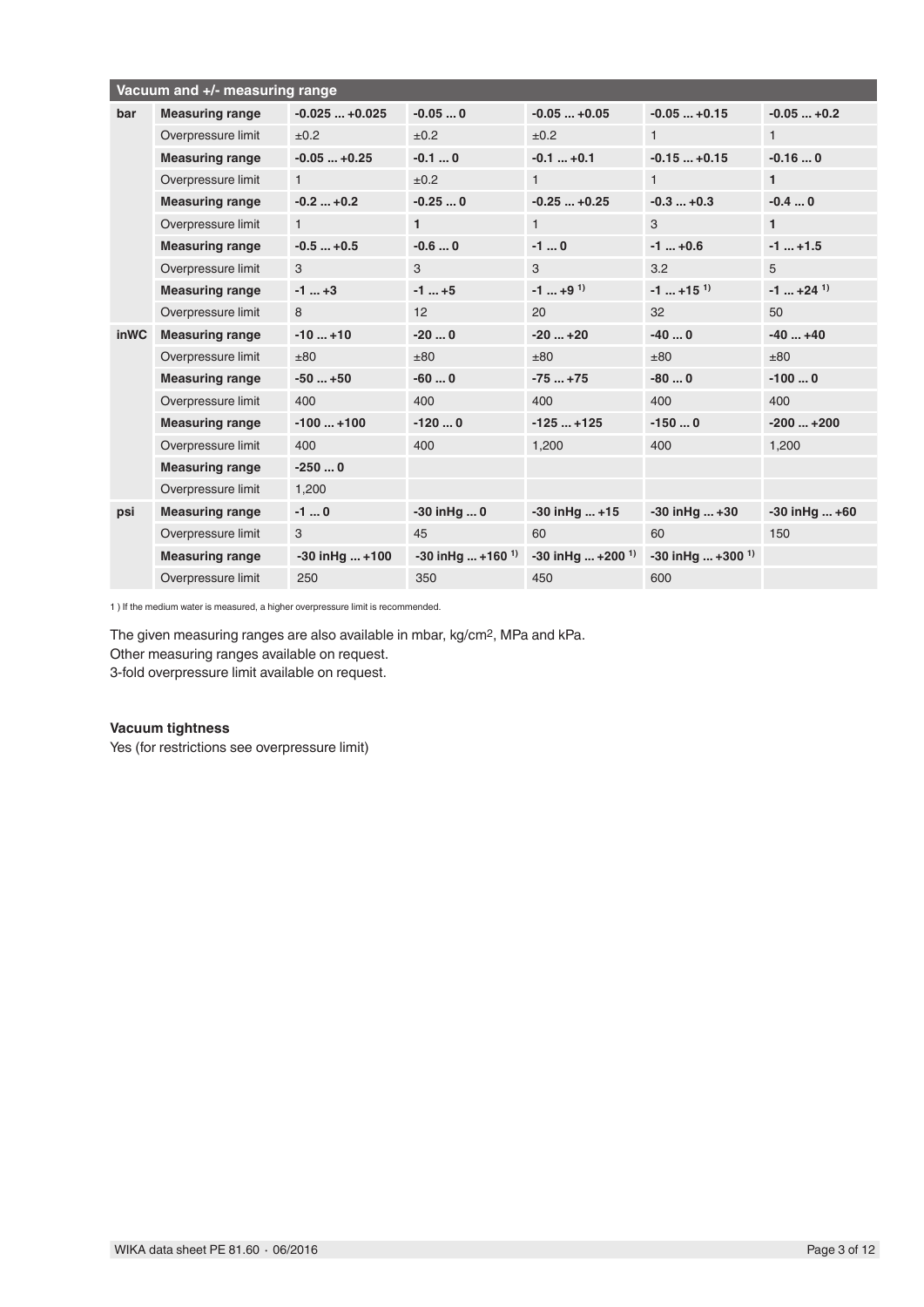| Vacuum and +/- measuring range | | | | | | |
|---|---|---|---|---|---|---|
| **bar** | **Measuring range** | **-0.025 ... +0.025** | **-0.05 ... 0** | **-0.05 ... +0.05** | **-0.05 ... +0.15** | **-0.05 ... +0.2** |
| | Overpressure limit | ±0.2 | ±0.2 | ±0.2 | 1 | 1 |
| | **Measuring range** | **-0.05 ... +0.25** | **-0.1 ... 0** | **-0.1 ... +0.1** | **-0.15 ... +0.15** | **-0.16 ... 0** |
| | Overpressure limit | 1 | ±0.2 | 1 | 1 | **1** |
| | **Measuring range** | **-0.2 ... +0.2** | **-0.25 ... 0** | **-0.25 ... +0.25** | **-0.3 ... +0.3** | **-0.4 ... 0** |
| | Overpressure limit | 1 | **1** | 1 | 3 | **1** |
| | **Measuring range** | **-0.5 ... +0.5** | **-0.6 ... 0** | **-1 ... 0** | **-1 ... +0.6** | **-1 ... +1.5** |
| | Overpressure limit | 3 | 3 | 3 | 3.2 | 5 |
| | **Measuring range** | **-1 ... +3** | **-1 ... +5** | **-1 ... +9** [1] | **-1 ... +15** [1] | **-1 ... +24** [1] |
| | Overpressure limit | 8 | 12 | 20 | 32 | 50 |
| **inWC** | **Measuring range** | **-10 ... +10** | **-20 ... 0** | **-20 ... +20** | **-40 ... 0** | **-40 ... +40** |
| | Overpressure limit | ±80 | ±80 | ±80 | ±80 | ±80 |
| | **Measuring range** | **-50 ... +50** | **-60 ... 0** | **-75 ... +75** | **-80 ... 0** | **-100 ... 0** |
| | Overpressure limit | 400 | 400 | 400 | 400 | 400 |
| | **Measuring range** | **-100 ... +100** | **-120 ... 0** | **-125 ... +125** | **-150 ... 0** | **-200 ... +200** |
| | Overpressure limit | 400 | 400 | 1,200 | 400 | 1,200 |
| | **Measuring range** | **-250 ... 0** | | | | |
| | Overpressure limit | 1,200 | | | | |
| **psi** | **Measuring range** | **-1 ... 0** | **-30 inHg ... 0** | **-30 inHg ... +15** | **-30 inHg ... +30** | **-30 inHg ... +60** |
| | Overpressure limit | 3 | 45 | 60 | 60 | 150 |
| | **Measuring range** | **-30 inHg ... +100** | **-30 inHg ... +160** [1] | **-30 inHg ... +200** [1] | **-30 inHg ... +300** [1] | |
| | Overpressure limit | 250 | 350 | 450 | 600 | |

1 ) If the medium water is measured, a higher overpressure limit is recommended.

The given measuring ranges are also available in mbar, kg/cm², MPa and kPa.
Other measuring ranges available on request.
3-fold overpressure limit available on request.

**Vacuum tightness**

Yes (for restrictions see overpressure limit)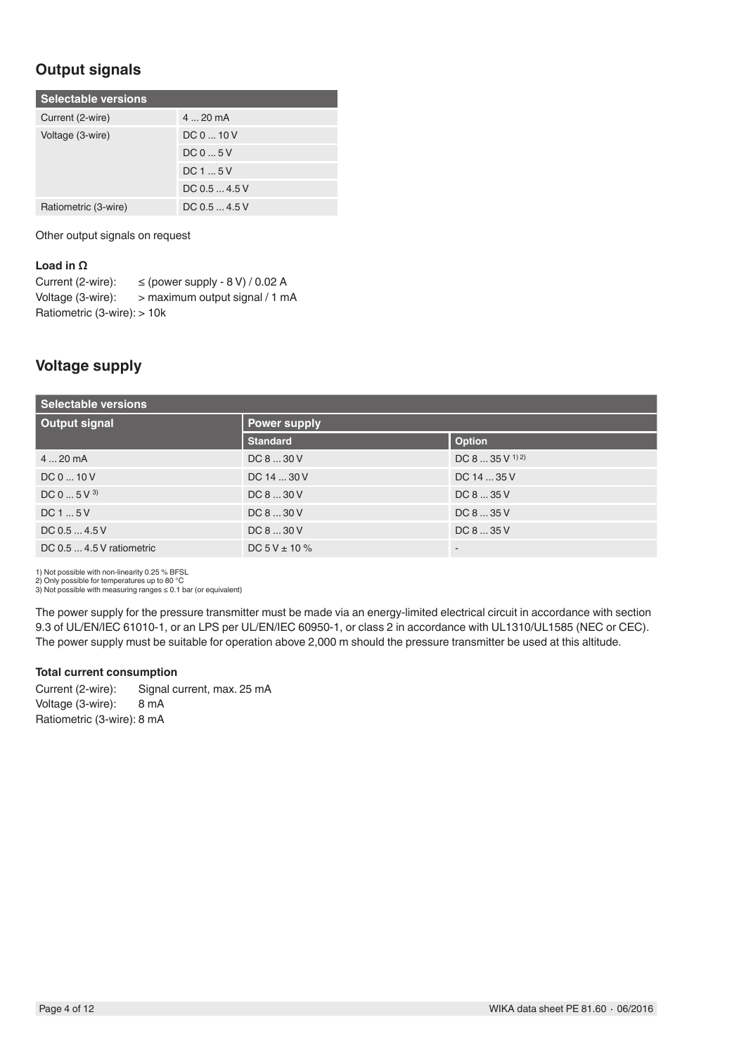## Output signals

| Selectable versions | |
|---|---|
| Current (2-wire) | 4 ... 20 mA |
| Voltage (3-wire) | DC 0 ... 10 V |
| | DC 0 ... 5 V |
| | DC 1 ... 5 V |
| | DC 0.5 ... 4.5 V |
| Ratiometric (3-wire) | DC 0.5 ... 4.5 V |

Other output signals on request

**Load in Ω**

Current (2-wire): ≤ (power supply - 8 V) / 0.02 A
Voltage (3-wire): > maximum output signal / 1 mA
Ratiometric (3-wire): > 10k

## Voltage supply

| Selectable versions | | |
|---|---|---|
| **Output signal** | **Power supply** | |
| | **Standard** | **Option** |
| 4 ... 20 mA | DC 8 ... 30 V | DC 8 ... 35 V [1) 2)] |
| DC 0 ... 10 V | DC 14 ... 30 V | DC 14 ... 35 V |
| DC 0 ... 5 V [3)] | DC 8 ... 30 V | DC 8 ... 35 V |
| DC 1 ... 5 V | DC 8 ... 30 V | DC 8 ... 35 V |
| DC 0.5 ... 4.5 V | DC 8 ... 30 V | DC 8 ... 35 V |
| DC 0.5 ... 4.5 V ratiometric | DC 5 V ± 10 % | - |

1) Not possible with non-linearity 0.25 % BFSL
2) Only possible for temperatures up to 80 °C
3) Not possible with measuring ranges ≤ 0.1 bar (or equivalent)

The power supply for the pressure transmitter must be made via an energy-limited electrical circuit in accordance with section 9.3 of UL/EN/IEC 61010-1, or an LPS per UL/EN/IEC 60950-1, or class 2 in accordance with UL1310/UL1585 (NEC or CEC). The power supply must be suitable for operation above 2,000 m should the pressure transmitter be used at this altitude.

**Total current consumption**

Current (2-wire): Signal current, max. 25 mA
Voltage (3-wire): 8 mA
Ratiometric (3-wire): 8 mA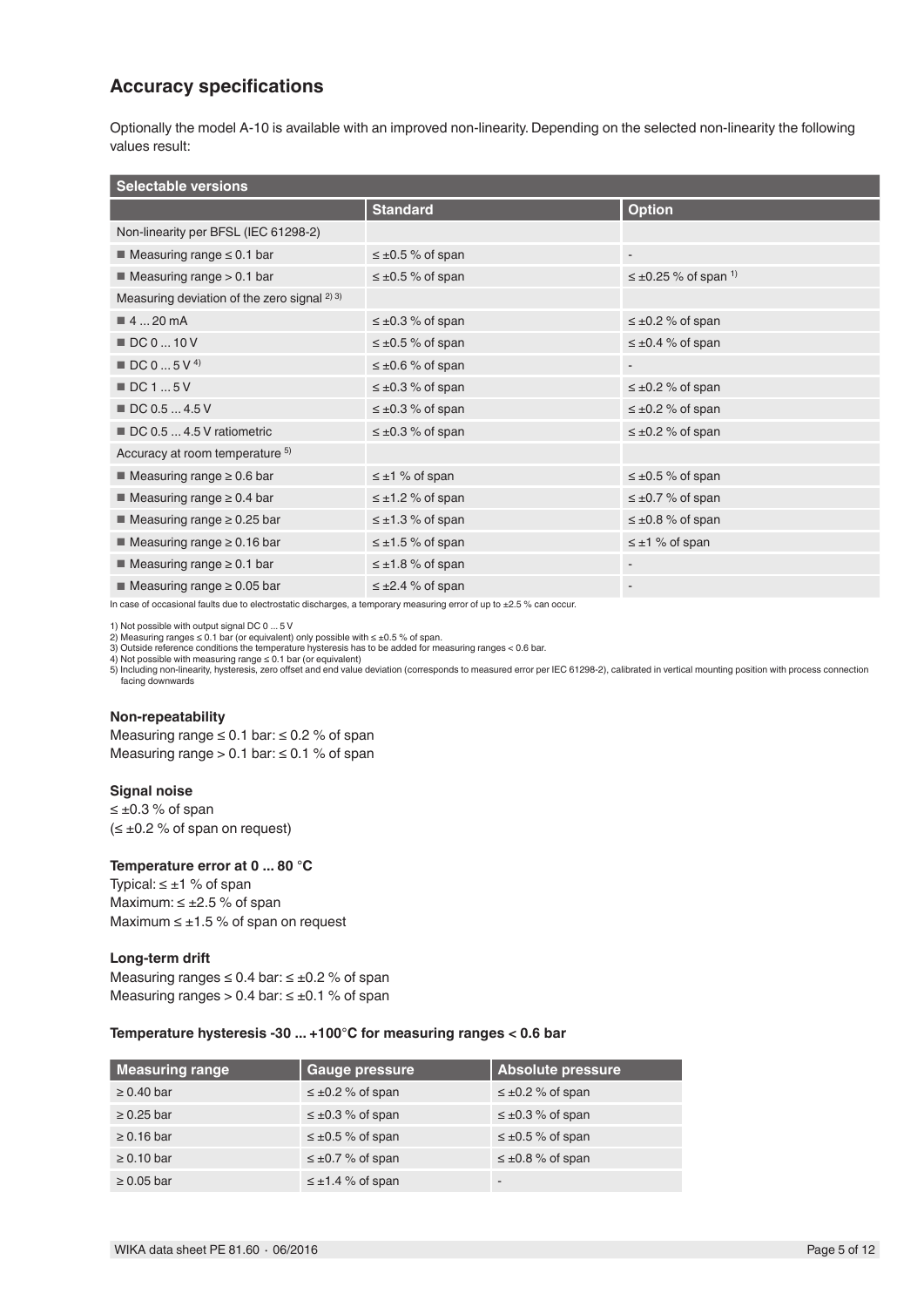## Accuracy specifications

Optionally the model A-10 is available with an improved non-linearity. Depending on the selected non-linearity the following values result:

| Selectable versions | | |
|---|---|---|
| | **Standard** | **Option** |
| Non-linearity per BFSL (IEC 61298-2) | | |
| ■ Measuring range ≤ 0.1 bar | ≤ ±0.5 % of span | - |
| ■ Measuring range > 0.1 bar | ≤ ±0.5 % of span | ≤ ±0.25 % of span [1] |
| Measuring deviation of the zero signal [2] [3] | | |
| ■ 4 ... 20 mA | ≤ ±0.3 % of span | ≤ ±0.2 % of span |
| ■ DC 0 ... 10 V | ≤ ±0.5 % of span | ≤ ±0.4 % of span |
| ■ DC 0 ... 5 V [4] | ≤ ±0.6 % of span | - |
| ■ DC 1 ... 5 V | ≤ ±0.3 % of span | ≤ ±0.2 % of span |
| ■ DC 0.5 ... 4.5 V | ≤ ±0.3 % of span | ≤ ±0.2 % of span |
| ■ DC 0.5 ... 4.5 V ratiometric | ≤ ±0.3 % of span | ≤ ±0.2 % of span |
| Accuracy at room temperature [5] | | |
| ■ Measuring range ≥ 0.6 bar | ≤ ±1 % of span | ≤ ±0.5 % of span |
| ■ Measuring range ≥ 0.4 bar | ≤ ±1.2 % of span | ≤ ±0.7 % of span |
| ■ Measuring range ≥ 0.25 bar | ≤ ±1.3 % of span | ≤ ±0.8 % of span |
| ■ Measuring range ≥ 0.16 bar | ≤ ±1.5 % of span | ≤ ±1 % of span |
| ■ Measuring range ≥ 0.1 bar | ≤ ±1.8 % of span | - |
| ■ Measuring range ≥ 0.05 bar | ≤ ±2.4 % of span | - |

In case of occasional faults due to electrostatic discharges, a temporary measuring error of up to ±2.5 % can occur.

1) Not possible with output signal DC 0 ... 5 V
2) Measuring ranges ≤ 0.1 bar (or equivalent) only possible with ≤ ±0.5 % of span.
3) Outside reference conditions the temperature hysteresis has to be added for measuring ranges < 0.6 bar.
4) Not possible with measuring range ≤ 0.1 bar (or equivalent)
5) Including non-linearity, hysteresis, zero offset and end value deviation (corresponds to measured error per IEC 61298-2), calibrated in vertical mounting position with process connection facing downwards

### Non-repeatability

Measuring range ≤ 0.1 bar: ≤ 0.2 % of span
Measuring range > 0.1 bar: ≤ 0.1 % of span

### Signal noise

≤ ±0.3 % of span
(≤ ±0.2 % of span on request)

### Temperature error at 0 ... 80 °C

Typical: ≤ ±1 % of span
Maximum: ≤ ±2.5 % of span
Maximum ≤ ±1.5 % of span on request

### Long-term drift

Measuring ranges ≤ 0.4 bar: ≤ ±0.2 % of span
Measuring ranges > 0.4 bar: ≤ ±0.1 % of span

### Temperature hysteresis -30 ... +100°C for measuring ranges < 0.6 bar

| Measuring range | Gauge pressure | Absolute pressure |
|---|---|---|
| ≥ 0.40 bar | ≤ ±0.2 % of span | ≤ ±0.2 % of span |
| ≥ 0.25 bar | ≤ ±0.3 % of span | ≤ ±0.3 % of span |
| ≥ 0.16 bar | ≤ ±0.5 % of span | ≤ ±0.5 % of span |
| ≥ 0.10 bar | ≤ ±0.7 % of span | ≤ ±0.8 % of span |
| ≥ 0.05 bar | ≤ ±1.4 % of span | - |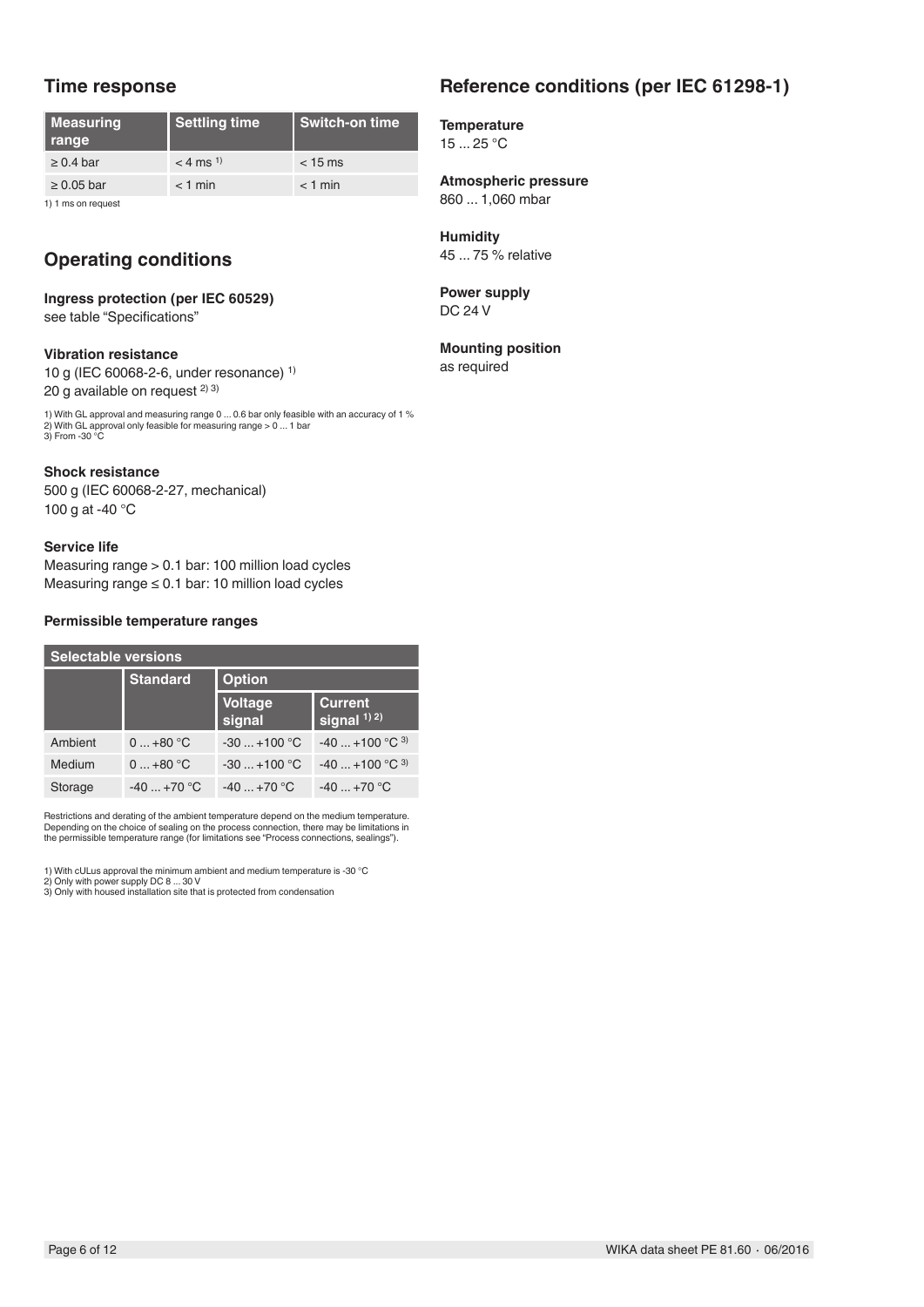## Time response

| Measuring range | Settling time | Switch-on time |
|---|---|---|
| ≥ 0.4 bar | < 4 ms [1] | < 15 ms |
| ≥ 0.05 bar | < 1 min | < 1 min |

1) 1 ms on request

## Operating conditions

### Ingress protection (per IEC 60529)

see table "Specifications"

### Vibration resistance

10 g (IEC 60068-2-6, under resonance) [1]
20 g available on request [2] [3]

1) With GL approval and measuring range 0 ... 0.6 bar only feasible with an accuracy of 1 %
2) With GL approval only feasible for measuring range > 0 ... 1 bar
3) From -30 °C

### Shock resistance

500 g (IEC 60068-2-27, mechanical)
100 g at -40 °C

### Service life

Measuring range > 0.1 bar: 100 million load cycles
Measuring range ≤ 0.1 bar: 10 million load cycles

### Permissible temperature ranges

| Selectable versions | | | |
|---|---|---|---|
| | Standard | Option | |
| | | Voltage signal | Current signal [1] [2] |
| Ambient | 0 ... +80 °C | -30 ... +100 °C | -40 ... +100 °C [3] |
| Medium | 0 ... +80 °C | -30 ... +100 °C | -40 ... +100 °C [3] |
| Storage | -40 ... +70 °C | -40 ... +70 °C | -40 ... +70 °C |

Restrictions and derating of the ambient temperature depend on the medium temperature. Depending on the choice of sealing on the process connection, there may be limitations in the permissible temperature range (for limitations see "Process connections, sealings").

1) With cULus approval the minimum ambient and medium temperature is -30 °C
2) Only with power supply DC 8 ... 30 V
3) Only with housed installation site that is protected from condensation

## Reference conditions (per IEC 61298-1)

### Temperature

15 ... 25 °C

### Atmospheric pressure

860 ... 1,060 mbar

### Humidity

45 ... 75 % relative

### Power supply

DC 24 V

### Mounting position

as required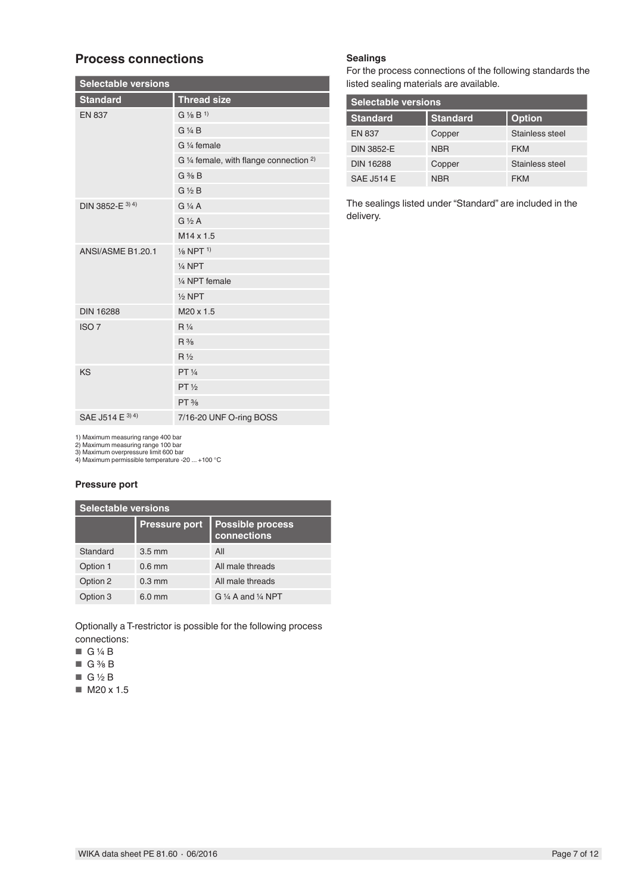## Process connections

| Selectable versions | |
|---|---|
| **Standard** | **Thread size** |
| EN 837 | G ⅛ B [1] |
| | G ¼ B |
| | G ¼ female |
| | G ¼ female, with flange connection [2] |
| | G ⅜ B |
| | G ½ B |
| DIN 3852-E [3] [4] | G ¼ A |
| | G ½ A |
| | M14 x 1.5 |
| ANSI/ASME B1.20.1 | ⅛ NPT [1] |
| | ¼ NPT |
| | ¼ NPT female |
| | ½ NPT |
| DIN 16288 | M20 x 1.5 |
| ISO 7 | R ¼ |
| | R ⅜ |
| | R ½ |
| KS | PT ¼ |
| | PT ½ |
| | PT ⅜ |
| SAE J514 E [3] [4] | 7/16-20 UNF O-ring BOSS |

1) Maximum measuring range 400 bar
2) Maximum measuring range 100 bar
3) Maximum overpressure limit 600 bar
4) Maximum permissible temperature -20 ... +100 °C

### Pressure port

| Selectable versions | | |
|---|---|---|
| | **Pressure port** | **Possible process connections** |
| Standard | 3.5 mm | All |
| Option 1 | 0.6 mm | All male threads |
| Option 2 | 0.3 mm | All male threads |
| Option 3 | 6.0 mm | G ¼ A and ¼ NPT |

Optionally a T-restrictor is possible for the following process connections:

- G ¼ B
- G ⅜ B
- G ½ B
- M20 x 1.5

### Sealings

For the process connections of the following standards the listed sealing materials are available.

| Selectable versions | | |
|---|---|---|
| **Standard** | **Standard** | **Option** |
| EN 837 | Copper | Stainless steel |
| DIN 3852-E | NBR | FKM |
| DIN 16288 | Copper | Stainless steel |
| SAE J514 E | NBR | FKM |

The sealings listed under "Standard" are included in the delivery.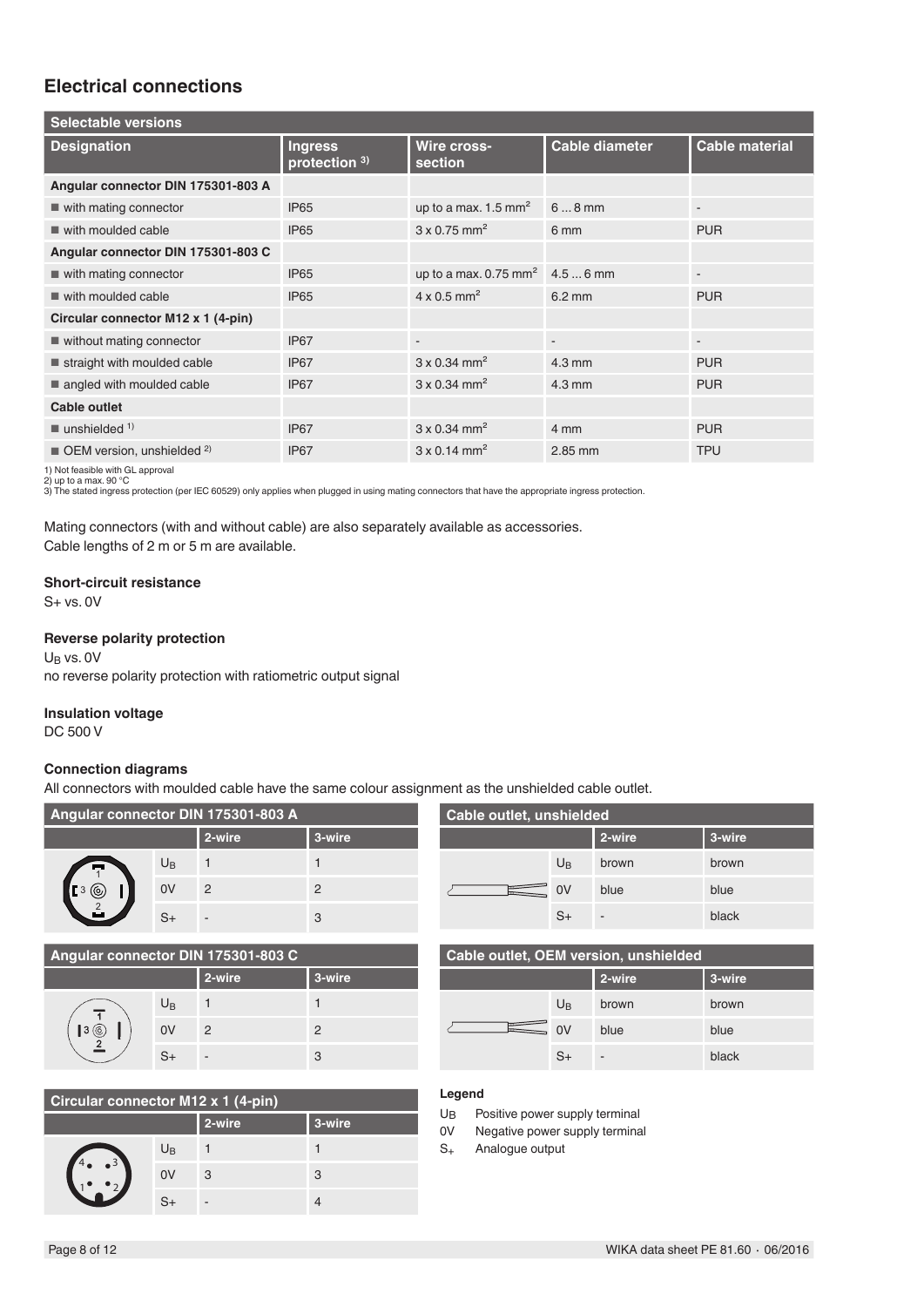## Electrical connections

| Selectable versions | | | | |
|---|---|---|---|---|
| **Designation** | **Ingress protection 3)** | **Wire cross-section** | **Cable diameter** | **Cable material** |
| **Angular connector DIN 175301-803 A** | | | | |
| ■ with mating connector | IP65 | up to a max. 1.5 mm² | 6 ... 8 mm | - |
| ■ with moulded cable | IP65 | 3 x 0.75 mm² | 6 mm | PUR |
| **Angular connector DIN 175301-803 C** | | | | |
| ■ with mating connector | IP65 | up to a max. 0.75 mm² | 4.5 ... 6 mm | - |
| ■ with moulded cable | IP65 | 4 x 0.5 mm² | 6.2 mm | PUR |
| **Circular connector M12 x 1 (4-pin)** | | | | |
| ■ without mating connector | IP67 | - | - | - |
| ■ straight with moulded cable | IP67 | 3 x 0.34 mm² | 4.3 mm | PUR |
| ■ angled with moulded cable | IP67 | 3 x 0.34 mm² | 4.3 mm | PUR |
| **Cable outlet** | | | | |
| ■ unshielded 1) | IP67 | 3 x 0.34 mm² | 4 mm | PUR |
| ■ OEM version, unshielded 2) | IP67 | 3 x 0.14 mm² | 2.85 mm | TPU |

1) Not feasible with GL approval
2) up to a max. 90 °C
3) The stated ingress protection (per IEC 60529) only applies when plugged in using mating connectors that have the appropriate ingress protection.

Mating connectors (with and without cable) are also separately available as accessories.
Cable lengths of 2 m or 5 m are available.

### Short-circuit resistance

S+ vs. 0V

### Reverse polarity protection

$U_B$ vs. 0V
no reverse polarity protection with ratiometric output signal

### Insulation voltage

DC 500 V

### Connection diagrams

All connectors with moulded cable have the same colour assignment as the unshielded cable outlet.

**Angular connector DIN 175301-803 A**

| | 2-wire | 3-wire |
|---|---|---|
| $U_B$ | 1 | 1 |
| 0V | 2 | 2 |
| S+ | - | 3 |

**Angular connector DIN 175301-803 C**

| | 2-wire | 3-wire |
|---|---|---|
| $U_B$ | 1 | 1 |
| 0V | 2 | 2 |
| S+ | - | 3 |

**Circular connector M12 x 1 (4-pin)**

| | 2-wire | 3-wire |
|---|---|---|
| $U_B$ | 1 | 1 |
| 0V | 3 | 3 |
| S+ | - | 4 |

**Cable outlet, unshielded**

| | 2-wire | 3-wire |
|---|---|---|
| $U_B$ | brown | brown |
| 0V | blue | blue |
| S+ | - | black |

**Cable outlet, OEM version, unshielded**

| | 2-wire | 3-wire |
|---|---|---|
| $U_B$ | brown | brown |
| 0V | blue | blue |
| S+ | - | black |

**Legend**

- $U_B$ Positive power supply terminal
- 0V Negative power supply terminal
- $S_+$ Analogue output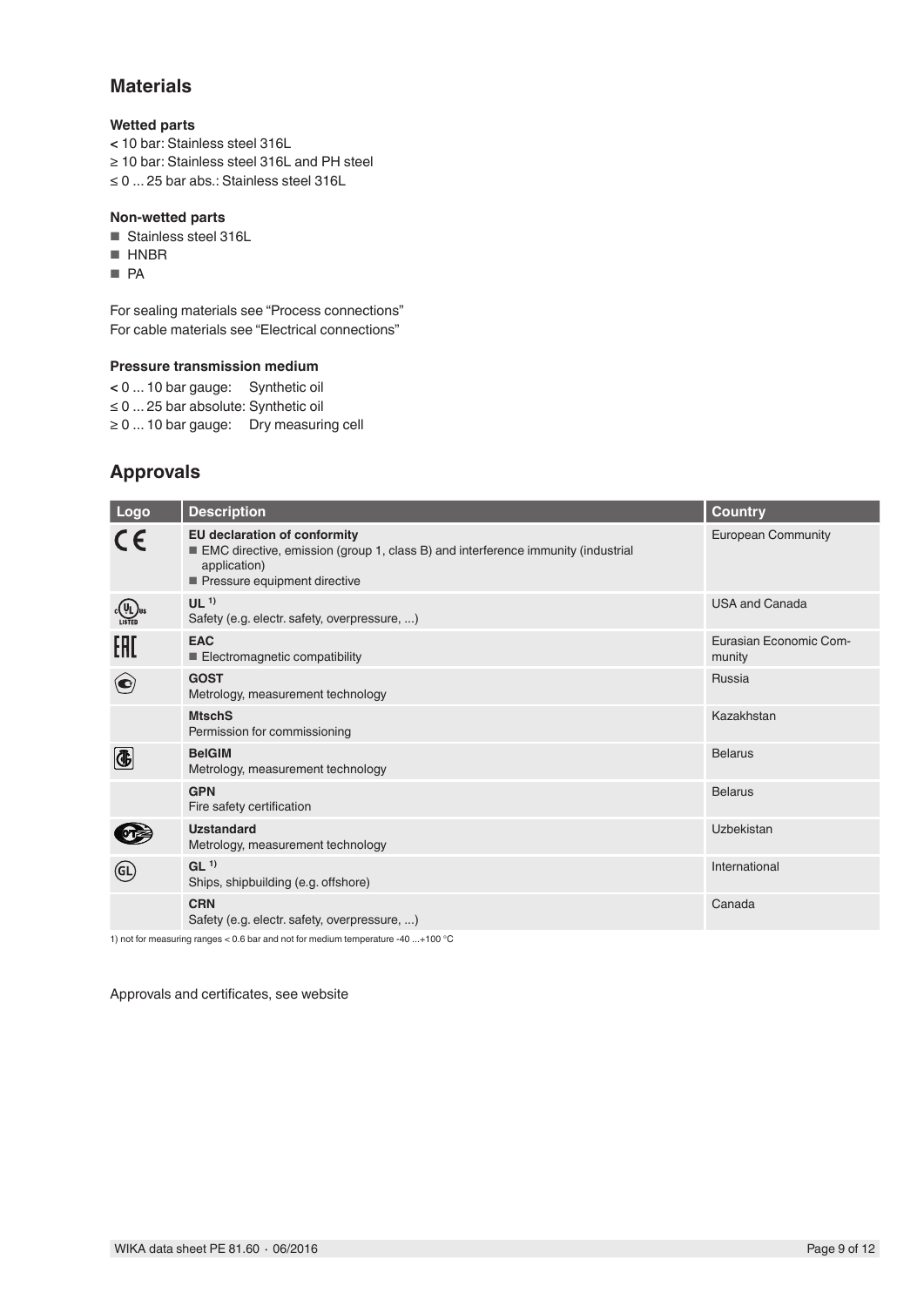## Materials

**Wetted parts**

< 10 bar: Stainless steel 316L
≥ 10 bar: Stainless steel 316L and PH steel
≤ 0 ... 25 bar abs.: Stainless steel 316L

**Non-wetted parts**

- Stainless steel 316L
- HNBR
- PA

For sealing materials see "Process connections"
For cable materials see "Electrical connections"

**Pressure transmission medium**

< 0 ... 10 bar gauge: Synthetic oil
≤ 0 ... 25 bar absolute: Synthetic oil
≥ 0 ... 10 bar gauge: Dry measuring cell

## Approvals

| Logo | Description | Country |
|---|---|---|
| CE | **EU declaration of conformity**<br>■ EMC directive, emission (group 1, class B) and interference immunity (industrial application)<br>■ Pressure equipment directive | European Community |
| cULus LISTED | **UL** [1]<br>Safety (e.g. electr. safety, overpressure, ...) | USA and Canada |
| EAC | **EAC**<br>■ Electromagnetic compatibility | Eurasian Economic Community |
| | **GOST**<br>Metrology, measurement technology | Russia |
| | **MtschS**<br>Permission for commissioning | Kazakhstan |
| | **BelGIM**<br>Metrology, measurement technology | Belarus |
| | **GPN**<br>Fire safety certification | Belarus |
| | **Uzstandard**<br>Metrology, measurement technology | Uzbekistan |
| GL | **GL** [1]<br>Ships, shipbuilding (e.g. offshore) | International |
| | **CRN**<br>Safety (e.g. electr. safety, overpressure, ...) | Canada |

1) not for measuring ranges < 0.6 bar and not for medium temperature -40 ...+100 °C

Approvals and certificates, see website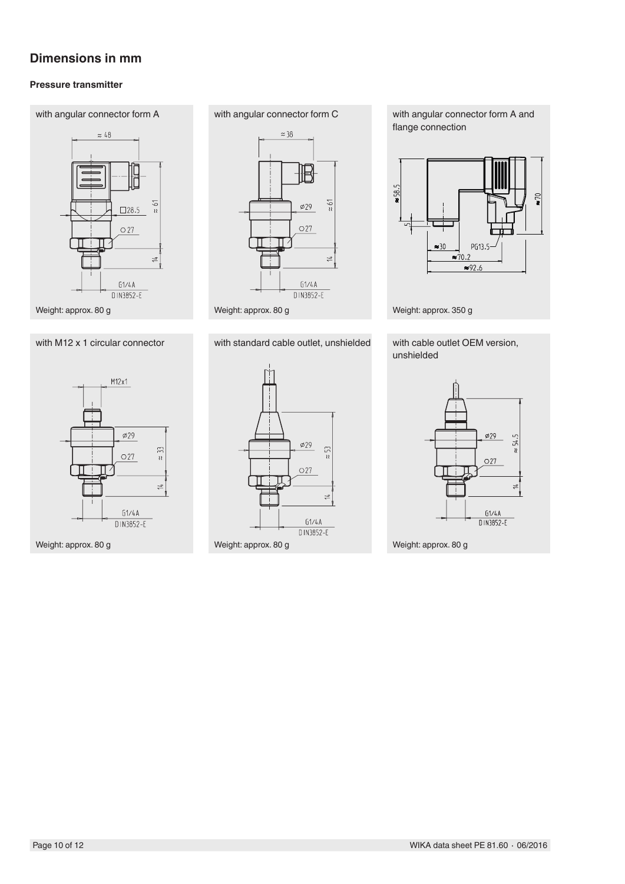## Dimensions in mm

### Pressure transmitter

**with angular connector form A**

≈ 48

□28.5

≈ 61

○27

14

G1/4A
DIN3852-E

Weight: approx. 80 g

**with angular connector form C**

≈ 38

ø29

≈ 61

○27

14

G1/4A
DIN3852-E

Weight: approx. 80 g

**with angular connector form A and flange connection**

≈58.5

≈70

5

≈30

PG13.5

≈70.2

≈92.6

Weight: approx. 350 g

**with M12 x 1 circular connector**

M12x1

ø29

○27

≈ 33

14

G1/4A
DIN3852-E

Weight: approx. 80 g

**with standard cable outlet, unshielded**

ø29

≈ 53

○27

14

G1/4A
DIN3852-E

Weight: approx. 80 g

**with cable outlet OEM version, unshielded**

ø29

≈ 54.5

○27

14

G1/4A
DIN3852-E

Weight: approx. 80 g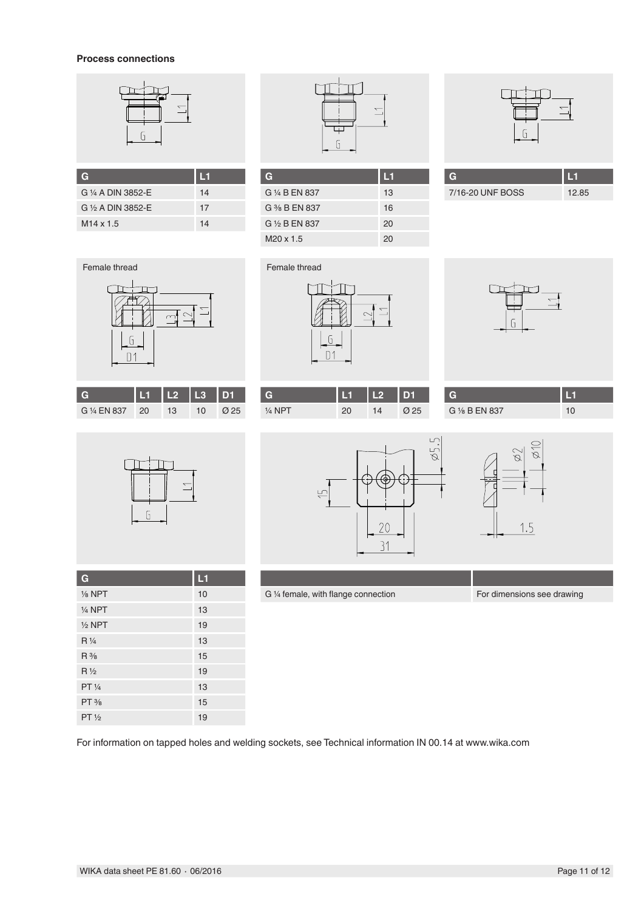**Process connections**

| G | L1 |
|---|---|
| G ¼ A DIN 3852-E | 14 |
| G ½ A DIN 3852-E | 17 |
| M14 x 1.5 | 14 |

| G | L1 |
|---|---|
| G ¼ B EN 837 | 13 |
| G ⅜ B EN 837 | 16 |
| G ½ B EN 837 | 20 |
| M20 x 1.5 | 20 |

| G | L1 |
|---|---|
| 7/16-20 UNF BOSS | 12.85 |

Female thread

| G | L1 | L2 | L3 | D1 |
|---|---|---|---|---|
| G ¼ EN 837 | 20 | 13 | 10 | Ø 25 |

Female thread

| G | L1 | L2 | D1 |
|---|---|---|---|
| ¼ NPT | 20 | 14 | Ø 25 |

| G | L1 |
|---|---|
| G ⅛ B EN 837 | 10 |

| G | L1 |
|---|---|
| ⅛ NPT | 10 |
| ¼ NPT | 13 |
| ½ NPT | 19 |
| R ¼ | 13 |
| R ⅜ | 15 |
| R ½ | 19 |
| PT ¼ | 13 |
| PT ⅜ | 15 |
| PT ½ | 19 |

| | |
|---|---|
| G ¼ female, with flange connection | For dimensions see drawing |

For information on tapped holes and welding sockets, see Technical information IN 00.14 at www.wika.com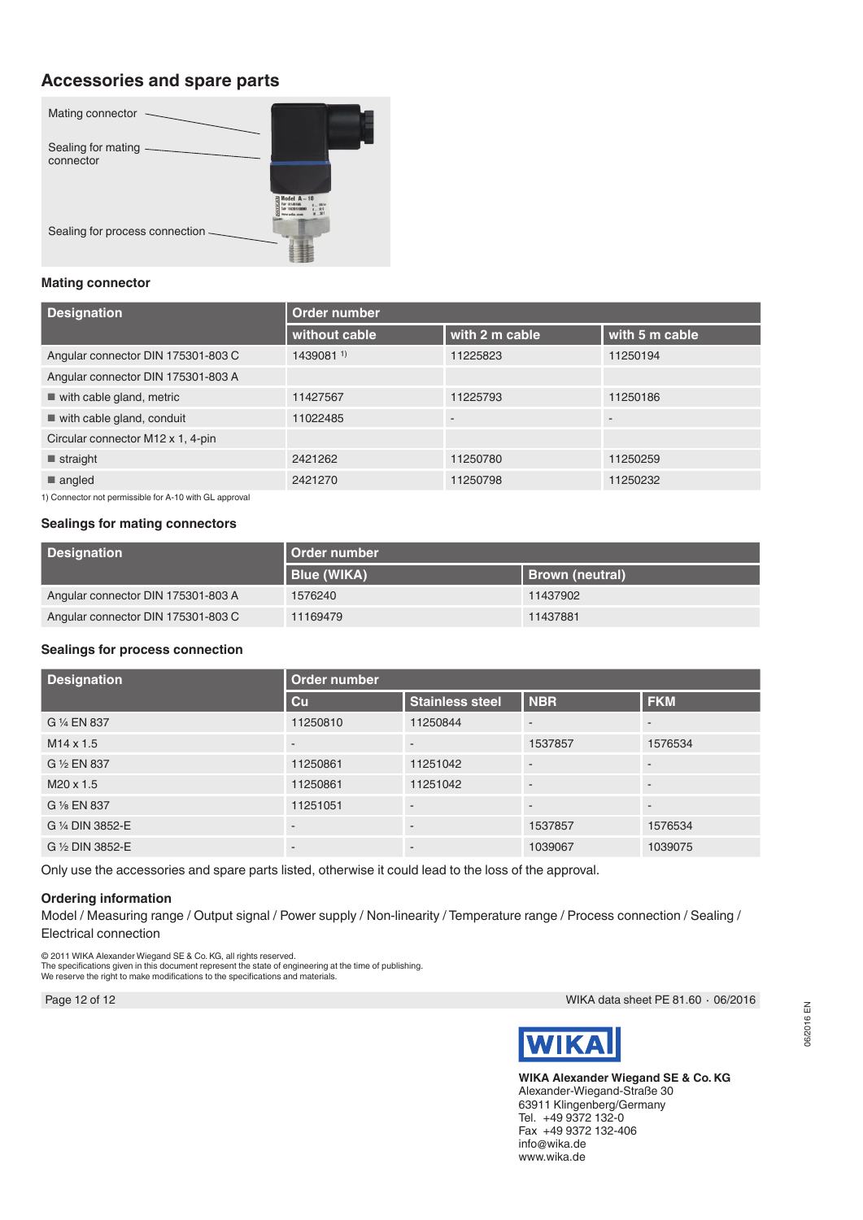## Accessories and spare parts

Mating connector

Sealing for mating connector

Sealing for process connection

### Mating connector

| Designation | Order number | | |
|---|---|---|---|
| | without cable | with 2 m cable | with 5 m cable |
| Angular connector DIN 175301-803 C | 1439081 [1] | 11225823 | 11250194 |
| Angular connector DIN 175301-803 A | | | |
| ■ with cable gland, metric | 11427567 | 11225793 | 11250186 |
| ■ with cable gland, conduit | 11022485 | - | - |
| Circular connector M12 x 1, 4-pin | | | |
| ■ straight | 2421262 | 11250780 | 11250259 |
| ■ angled | 2421270 | 11250798 | 11250232 |

1) Connector not permissible for A-10 with GL approval

### Sealings for mating connectors

| Designation | Order number | |
|---|---|---|
| | Blue (WIKA) | Brown (neutral) |
| Angular connector DIN 175301-803 A | 1576240 | 11437902 |
| Angular connector DIN 175301-803 C | 11169479 | 11437881 |

### Sealings for process connection

| Designation | Order number | | | |
|---|---|---|---|---|
| | Cu | Stainless steel | NBR | FKM |
| G ¼ EN 837 | 11250810 | 11250844 | - | - |
| M14 x 1.5 | - | - | 1537857 | 1576534 |
| G ½ EN 837 | 11250861 | 11251042 | - | - |
| M20 x 1.5 | 11250861 | 11251042 | - | - |
| G ⅛ EN 837 | 11251051 | - | - | - |
| G ¼ DIN 3852-E | - | - | 1537857 | 1576534 |
| G ½ DIN 3852-E | - | - | 1039067 | 1039075 |

Only use the accessories and spare parts listed, otherwise it could lead to the loss of the approval.

### Ordering information

Model / Measuring range / Output signal / Power supply / Non-linearity / Temperature range / Process connection / Sealing / Electrical connection

© 2011 WIKA Alexander Wiegand SE & Co. KG, all rights reserved.
The specifications given in this document represent the state of engineering at the time of publishing.
We reserve the right to make modifications to the specifications and materials.

WIKA data sheet PE 81.60 · 06/2016

06/2016 EN

WIKA

**WIKA Alexander Wiegand SE & Co. KG**
Alexander-Wiegand-Straße 30
63911 Klingenberg/Germany
Tel. +49 9372 132-0
Fax +49 9372 132-406
info@wika.de
www.wika.de